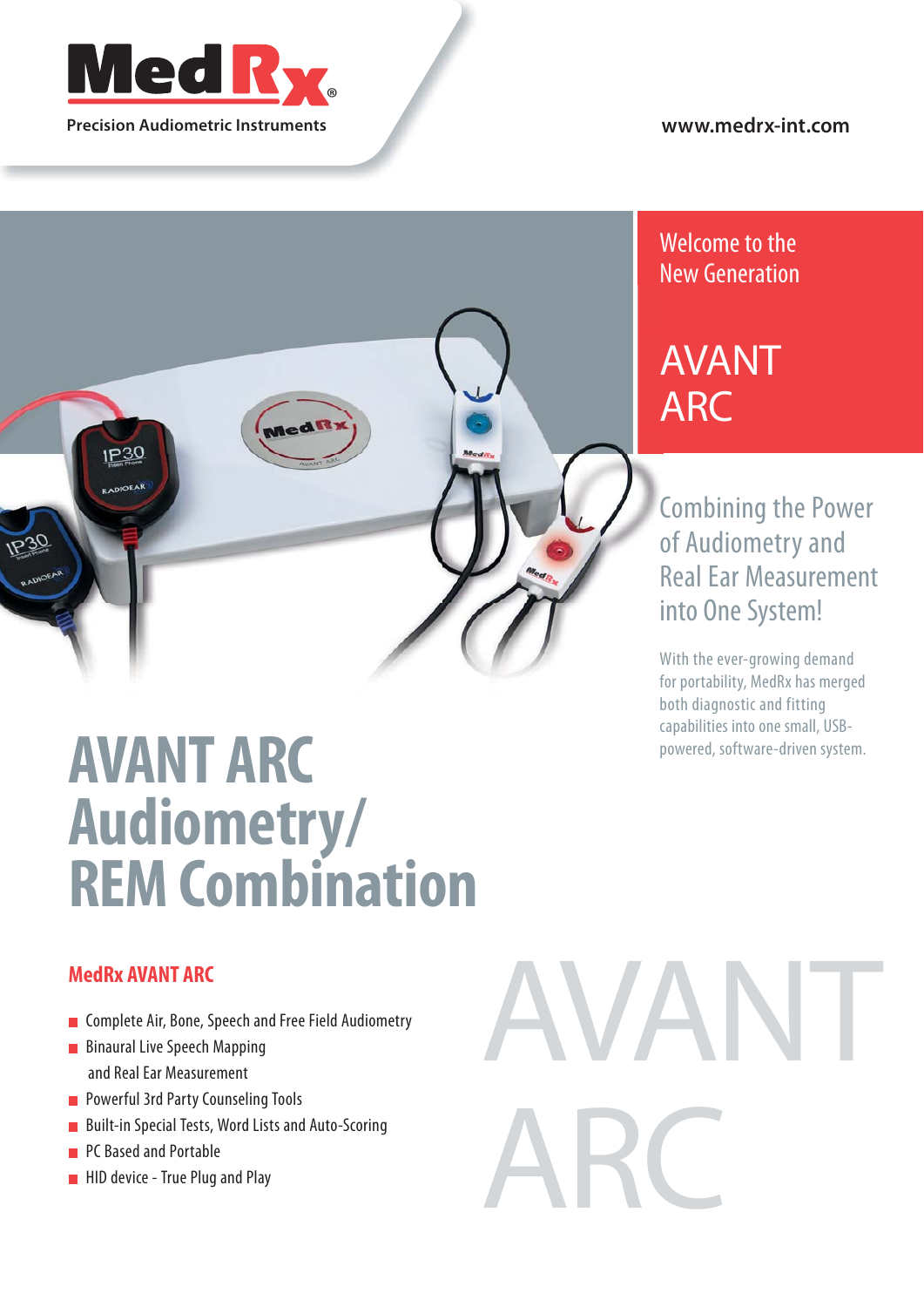MedRx®

Precision Audiometric Instruments

www.medrx-int.com

Welcome to the New Generation

# AVANT ARC

## Combining the Power of Audiometry and Real Ear Measurement into One System!

With the ever-growing demand for portability, MedRx has merged both diagnostic and fitting capabilities into one small, USB-powered, software-driven system.

# AVANT ARC Audiometry/ REM Combination

### MedRx AVANT ARC

- Complete Air, Bone, Speech and Free Field Audiometry
- Binaural Live Speech Mapping and Real Ear Measurement
- Powerful 3rd Party Counseling Tools
- Built-in Special Tests, Word Lists and Auto-Scoring
- PC Based and Portable
- HID device - True Plug and Play

AVANT ARC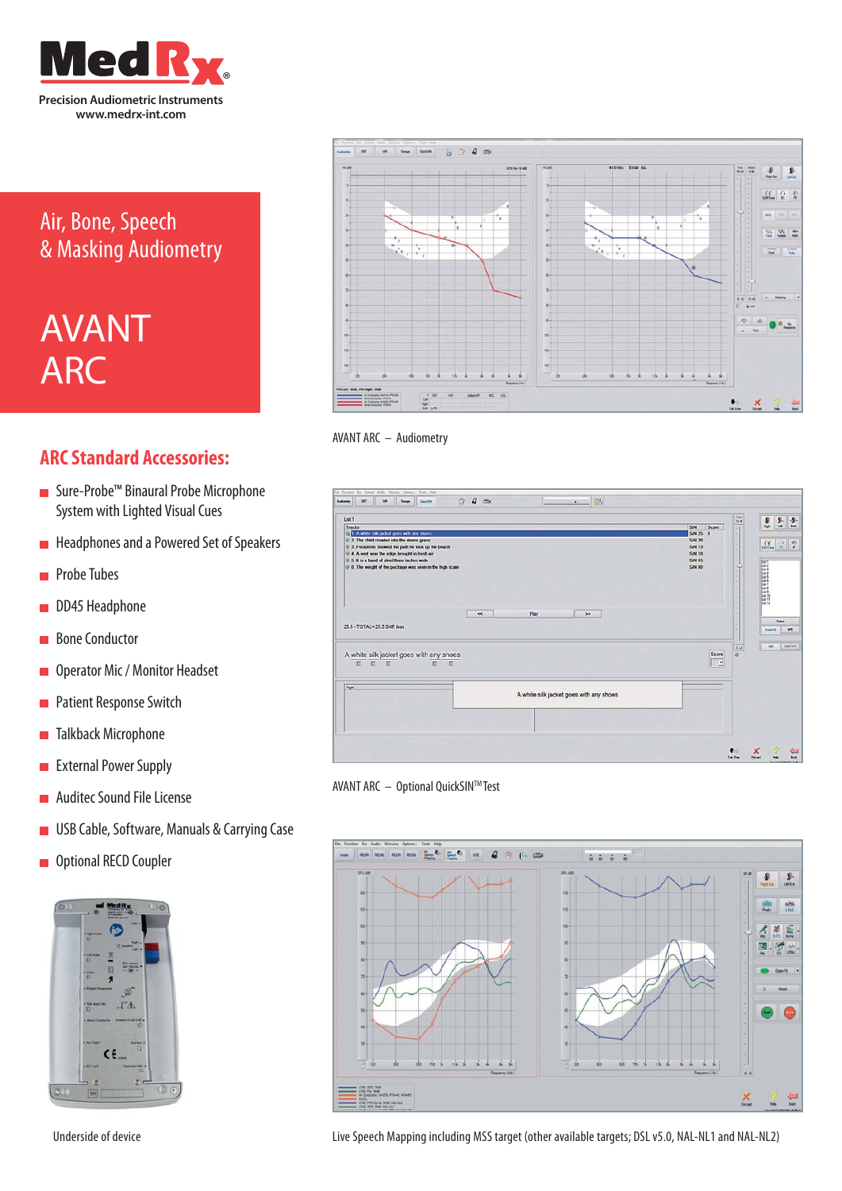MedRx

Precision Audiometric Instruments
www.medrx-int.com

# Air, Bone, Speech & Masking Audiometry

# AVANT ARC

## ARC Standard Accessories:

- Sure-Probe™ Binaural Probe Microphone System with Lighted Visual Cues
- Headphones and a Powered Set of Speakers
- Probe Tubes
- DD45 Headphone
- Bone Conductor
- Operator Mic / Monitor Headset
- Patient Response Switch
- Talkback Microphone
- External Power Supply
- Auditec Sound File License
- USB Cable, Software, Manuals & Carrying Case
- Optional RECD Coupler

Underside of device

AVANT ARC – Audiometry

AVANT ARC – Optional QuickSIN™ Test

Live Speech Mapping including MSS target (other available targets; DSL v5.0, NAL-NL1 and NAL-NL2)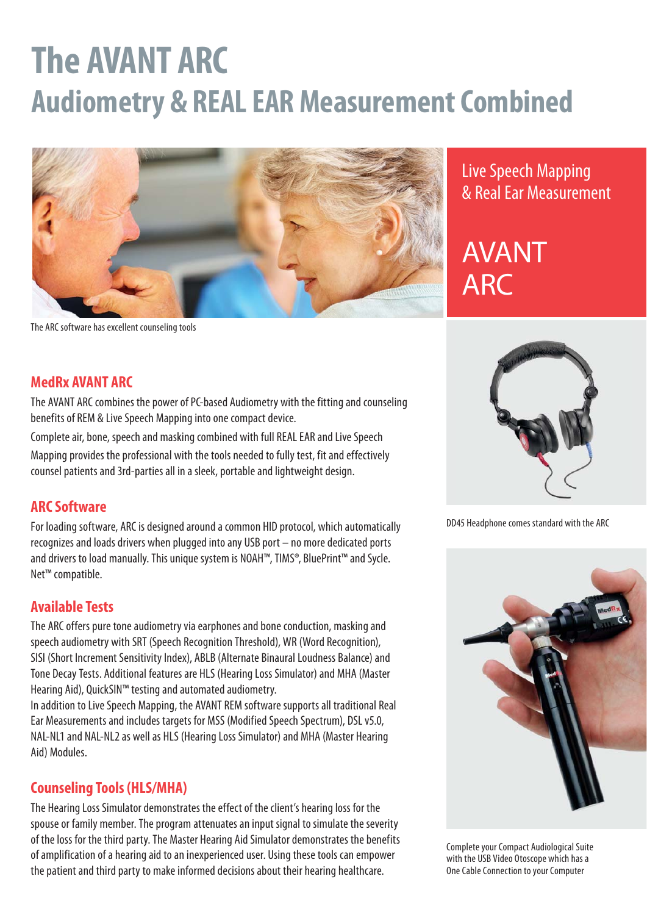# The AVANT ARC

## Audiometry & REAL EAR Measurement Combined

The ARC software has excellent counseling tools

Live Speech Mapping & Real Ear Measurement

AVANT ARC

### MedRx AVANT ARC

The AVANT ARC combines the power of PC-based Audiometry with the fitting and counseling benefits of REM & Live Speech Mapping into one compact device.

Complete air, bone, speech and masking combined with full REAL EAR and Live Speech Mapping provides the professional with the tools needed to fully test, fit and effectively counsel patients and 3rd-parties all in a sleek, portable and lightweight design.

### ARC Software

For loading software, ARC is designed around a common HID protocol, which automatically recognizes and loads drivers when plugged into any USB port – no more dedicated ports and drivers to load manually. This unique system is NOAH™, TIMS®, BluePrint™ and Sycle. Net™ compatible.

### Available Tests

The ARC offers pure tone audiometry via earphones and bone conduction, masking and speech audiometry with SRT (Speech Recognition Threshold), WR (Word Recognition), SISI (Short Increment Sensitivity Index), ABLB (Alternate Binaural Loudness Balance) and Tone Decay Tests. Additional features are HLS (Hearing Loss Simulator) and MHA (Master Hearing Aid), QuickSIN™ testing and automated audiometry.

In addition to Live Speech Mapping, the AVANT REM software supports all traditional Real Ear Measurements and includes targets for MSS (Modified Speech Spectrum), DSL v5.0, NAL-NL1 and NAL-NL2 as well as HLS (Hearing Loss Simulator) and MHA (Master Hearing Aid) Modules.

### Counseling Tools (HLS/MHA)

The Hearing Loss Simulator demonstrates the effect of the client's hearing loss for the spouse or family member. The program attenuates an input signal to simulate the severity of the loss for the third party. The Master Hearing Aid Simulator demonstrates the benefits of amplification of a hearing aid to an inexperienced user. Using these tools can empower the patient and third party to make informed decisions about their hearing healthcare.

DD45 Headphone comes standard with the ARC

Complete your Compact Audiological Suite with the USB Video Otoscope which has a One Cable Connection to your Computer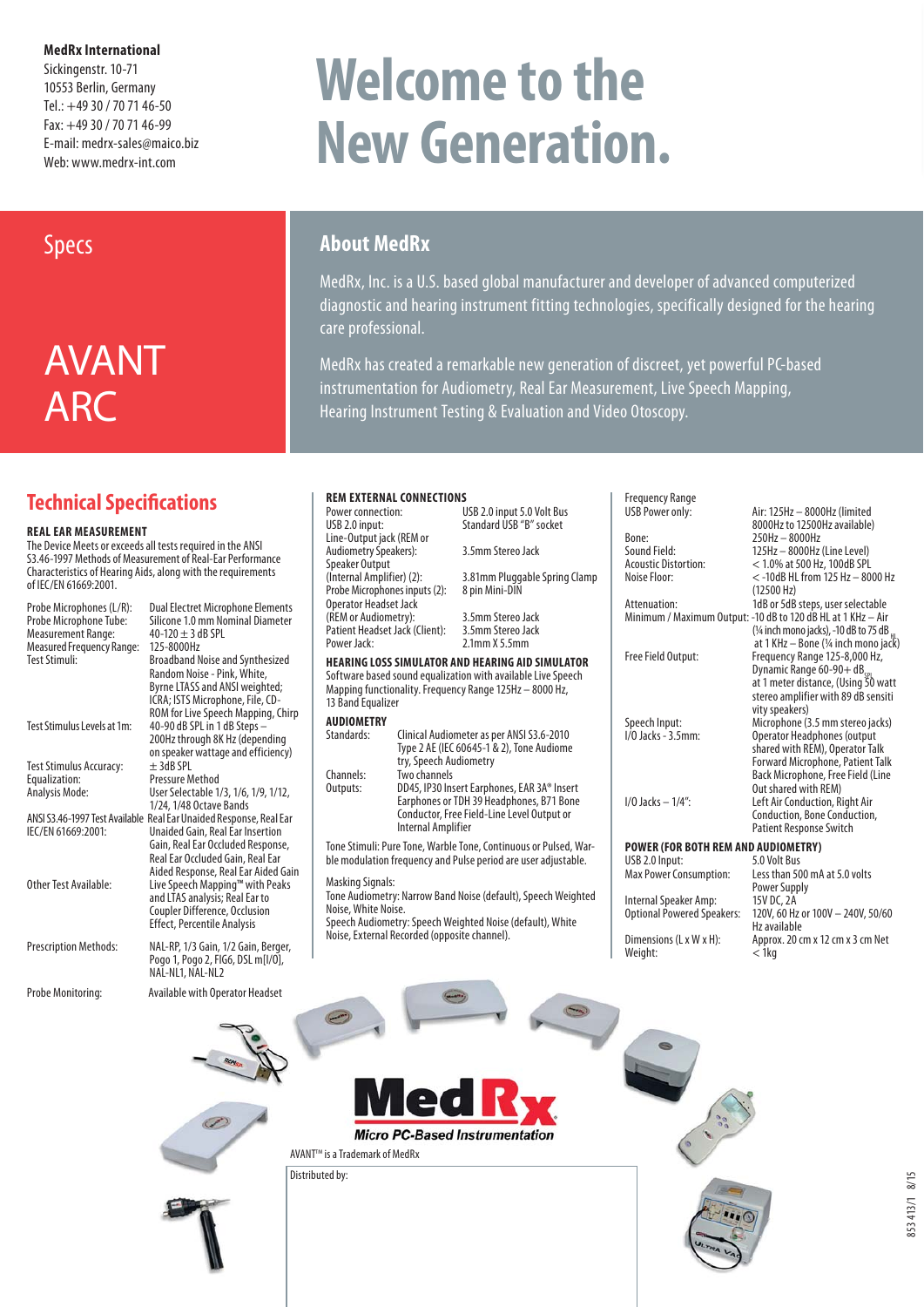**MedRx International**
Sickingenstr. 10-71
10553 Berlin, Germany
Tel.: +49 30 / 70 71 46-50
Fax: +49 30 / 70 71 46-99
E-mail: medrx-sales@maico.biz
Web: www.medrx-int.com

# Welcome to the New Generation.

## Specs

# AVANT ARC

## About MedRx

MedRx, Inc. is a U.S. based global manufacturer and developer of advanced computerized diagnostic and hearing instrument fitting technologies, specifically designed for the hearing care professional.

MedRx has created a remarkable new generation of discreet, yet powerful PC-based instrumentation for Audiometry, Real Ear Measurement, Live Speech Mapping, Hearing Instrument Testing & Evaluation and Video Otoscopy.

## Technical Specifications

### REAL EAR MEASUREMENT

The Device Meets or exceeds all tests required in the ANSI S3.46-1997 Methods of Measurement of Real-Ear Performance Characteristics of Hearing Aids, along with the requirements of IEC/EN 61669:2001.

| | |
|---|---|
| Probe Microphones (L/R): | Dual Electret Microphone Elements |
| Probe Microphone Tube: | Silicone 1.0 mm Nominal Diameter |
| Measurement Range: | 40-120 ± 3 dB SPL |
| Measured Frequency Range: | 125-8000Hz |
| Test Stimuli: | Broadband Noise and Synthesized Random Noise - Pink, White, Byrne LTASS and ANSI weighted; ICRA; ISTS Microphone, File, CD-ROM for Live Speech Mapping, Chirp |
| Test Stimulus Levels at 1m: | 40-90 dB SPL in 1 dB Steps – 200Hz through 8K Hz (depending on speaker wattage and efficiency) |
| Test Stimulus Accuracy: | ± 3dB SPL |
| Equalization: | Pressure Method |
| Analysis Mode: | User Selectable 1/3, 1/6, 1/9, 1/12, 1/24, 1/48 Octave Bands |
| ANSI S3.46-1997 Test Available IEC/EN 61669:2001: | Real Ear Unaided Response, Real Ear Unaided Gain, Real Ear Insertion Gain, Real Ear Occluded Response, Real Ear Occluded Gain, Real Ear Aided Response, Real Ear Aided Gain |
| Other Test Available: | Live Speech Mapping™ with Peaks and LTAS analysis; Real Ear to Coupler Difference, Occlusion Effect, Percentile Analysis |
| Prescription Methods: | NAL-RP, 1/3 Gain, 1/2 Gain, Berger, Pogo 1, Pogo 2, FIG6, DSL m[I/O], NAL-NL1, NAL-NL2 |
| Probe Monitoring: | Available with Operator Headset |

### REM EXTERNAL CONNECTIONS

| | |
|---|---|
| Power connection: | USB 2.0 input 5.0 Volt Bus |
| USB 2.0 input: | Standard USB "B" socket |
| Line-Output jack (REM or Audiometry Speakers): | 3.5mm Stereo Jack |
| Speaker Output (Internal Amplifier) (2): | 3.81mm Pluggable Spring Clamp |
| Probe Microphones inputs (2): | 8 pin Mini-DIN |
| Operator Headset Jack (REM or Audiometry): | 3.5mm Stereo Jack |
| Patient Headset Jack (Client): | 3.5mm Stereo Jack |
| Power Jack: | 2.1mm X 5.5mm |

### HEARING LOSS SIMULATOR AND HEARING AID SIMULATOR

Software based sound equalization with available Live Speech Mapping functionality. Frequency Range 125Hz – 8000 Hz, 13 Band Equalizer

### AUDIOMETRY

| | |
|---|---|
| Standards: | Clinical Audiometer as per ANSI S3.6-2010 Type 2 AE (IEC 60645-1 & 2), Tone Audiometry, Speech Audiometry |
| Channels: | Two channels |
| Outputs: | DD45, IP30 Insert Earphones, EAR 3A® Insert Earphones or TDH 39 Headphones, B71 Bone Conductor, Free Field-Line Level Output or Internal Amplifier |

Tone Stimuli: Pure Tone, Warble Tone, Continuous or Pulsed, Warble modulation frequency and Pulse period are user adjustable.

Masking Signals:
Tone Audiometry: Narrow Band Noise (default), Speech Weighted Noise, White Noise.
Speech Audiometry: Speech Weighted Noise (default), White Noise, External Recorded (opposite channel).

| | |
|---|---|
| Frequency Range USB Power only: | Air: 125Hz – 8000Hz (limited 8000Hz to 12500Hz available) |
| Bone: | 250Hz – 8000Hz |
| Sound Field: | 125Hz – 8000Hz (Line Level) |
| Acoustic Distortion: | < 1.0% at 500 Hz, 100dB SPL |
| Noise Floor: | < -10dB HL from 125 Hz – 8000 Hz (12500 Hz) |
| Attenuation: | 1dB or 5dB steps, user selectable |
| Minimum / Maximum Output: | -10 dB to 120 dB HL at 1 KHz – Air (¼ inch mono jacks), -10 dB to 75 dB HL at 1 KHz – Bone (¼ inch mono jack) |
| Free Field Output: | Frequency Range 125-8,000 Hz, Dynamic Range 60-90+ dB SPL at 1 meter distance, (Using 50 watt stereo amplifier with 89 dB sensitivity speakers) |
| Speech Input: | Microphone (3.5 mm stereo jacks) |
| I/O Jacks - 3.5mm: | Operator Headphones (output shared with REM), Operator Talk Forward Microphone, Patient Talk Back Microphone, Free Field (Line Out shared with REM) |
| I/O Jacks – 1/4": | Left Air Conduction, Right Air Conduction, Bone Conduction, Patient Response Switch |

### POWER (FOR BOTH REM AND AUDIOMETRY)

| | |
|---|---|
| USB 2.0 Input: | 5.0 Volt Bus |
| Max Power Consumption: | Less than 500 mA at 5.0 volts Power Supply |
| Internal Speaker Amp: | 15V DC, 2A |
| Optional Powered Speakers: | 120V, 60 Hz or 100V – 240V, 50/60 Hz available |
| Dimensions (L x W x H): | Approx. 20 cm x 12 cm x 3 cm Net |
| Weight: | < 1kg |

**MedRx**
*Micro PC-Based Instrumentation*

AVANT™ is a Trademark of MedRx

Distributed by:

853 413/1 8/15